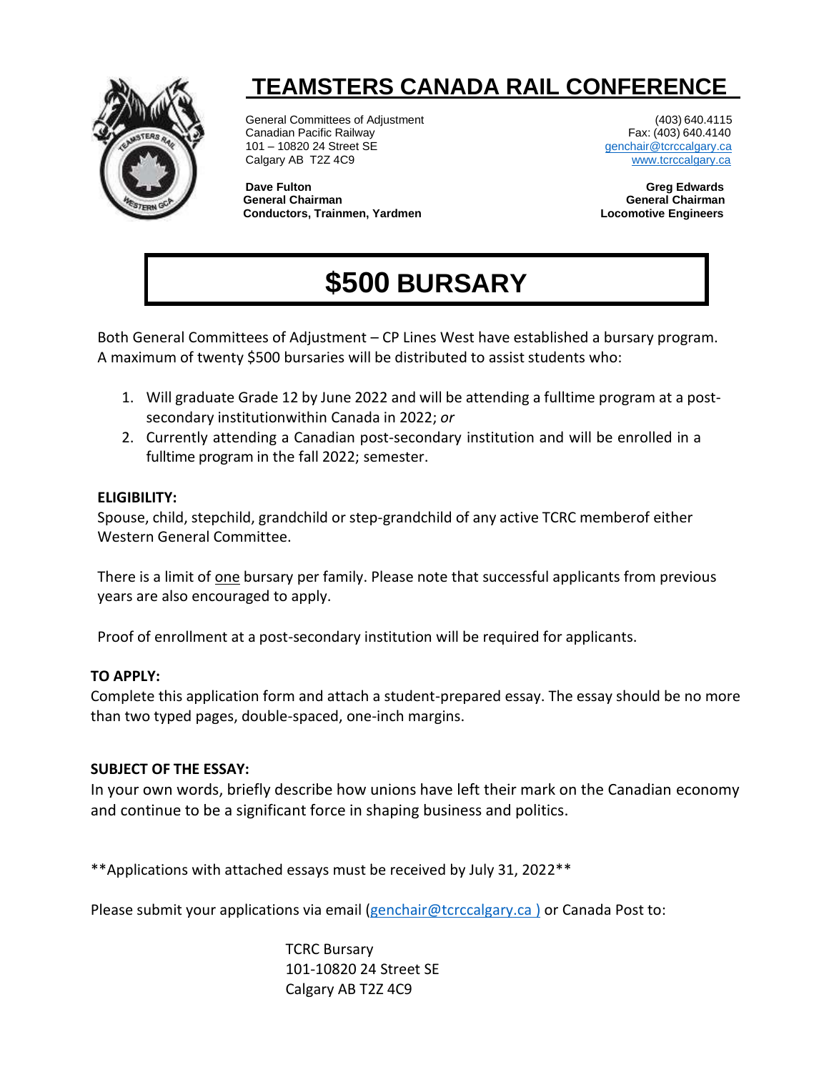# TEAMSTERS CANADA RAIL CONFERENCE

General Committees of Adjustment
Canadian Pacific Railway
101 – 10820 24 Street SE
Calgary AB T2Z 4C9

(403) 640.4115
Fax: (403) 640.4140
genchair@tcrccalgary.ca
www.tcrccalgary.ca

**Dave Fulton**
**General Chairman**
**Conductors, Trainmen, Yardmen**

**Greg Edwards**
**General Chairman**
**Locomotive Engineers**

## $500 BURSARY

Both General Committees of Adjustment – CP Lines West have established a bursary program. A maximum of twenty $500 bursaries will be distributed to assist students who:

1. Will graduate Grade 12 by June 2022 and will be attending a fulltime program at a post-secondary institutionwithin Canada in 2022; *or*
2. Currently attending a Canadian post-secondary institution and will be enrolled in a fulltime program in the fall 2022; semester.

**ELIGIBILITY:**
Spouse, child, stepchild, grandchild or step-grandchild of any active TCRC memberof either Western General Committee.

There is a limit of one bursary per family. Please note that successful applicants from previous years are also encouraged to apply.

Proof of enrollment at a post-secondary institution will be required for applicants.

**TO APPLY:**
Complete this application form and attach a student-prepared essay. The essay should be no more than two typed pages, double-spaced, one-inch margins.

**SUBJECT OF THE ESSAY:**
In your own words, briefly describe how unions have left their mark on the Canadian economy and continue to be a significant force in shaping business and politics.

**Applications with attached essays must be received by July 31, 2022**

Please submit your applications via email (genchair@tcrccalgary.ca ) or Canada Post to:

TCRC Bursary
101-10820 24 Street SE
Calgary AB T2Z 4C9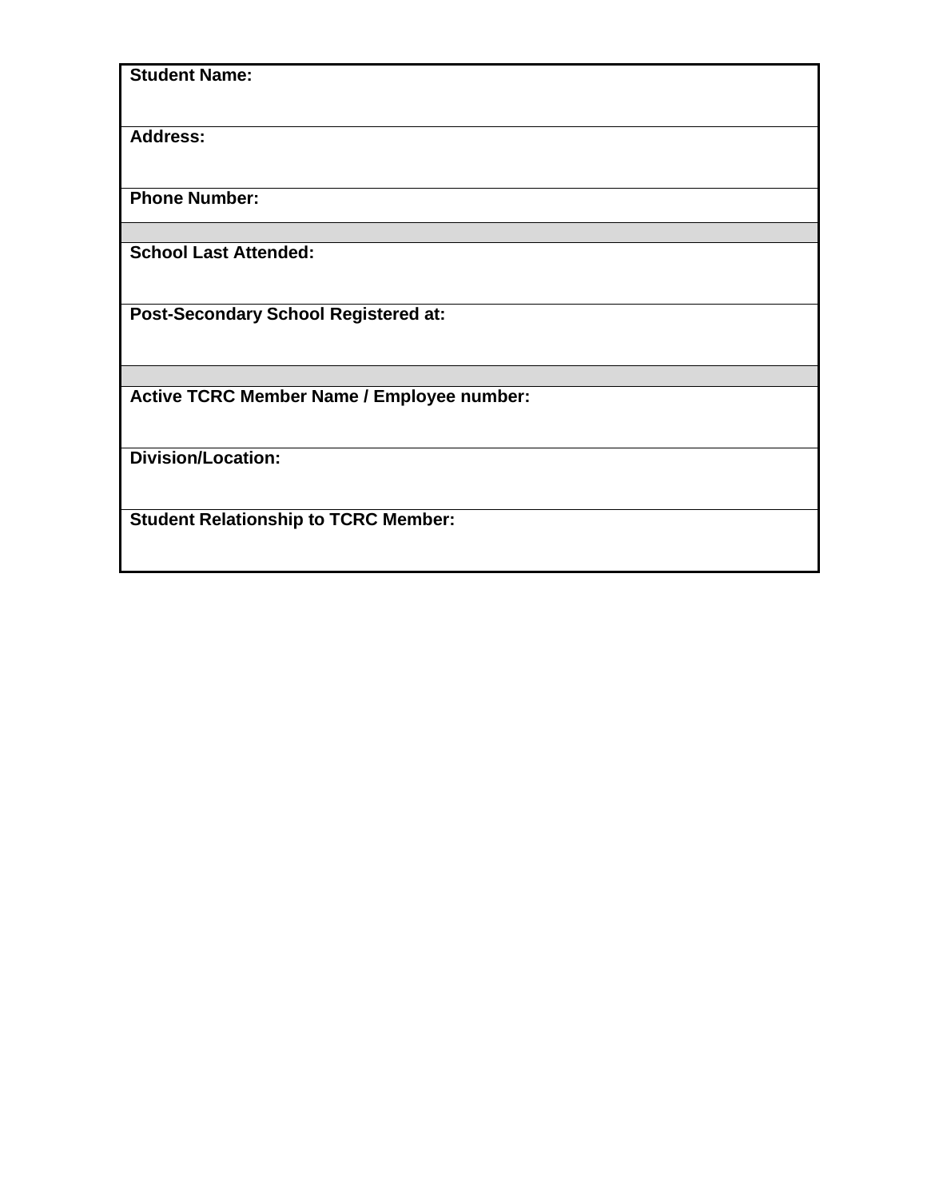| |
|---|
| **Student Name:** |
| **Address:** |
| **Phone Number:** |
| |
| **School Last Attended:** |
| **Post-Secondary School Registered at:** |
| |
| **Active TCRC Member Name / Employee number:** |
| **Division/Location:** |
| **Student Relationship to TCRC Member:** |